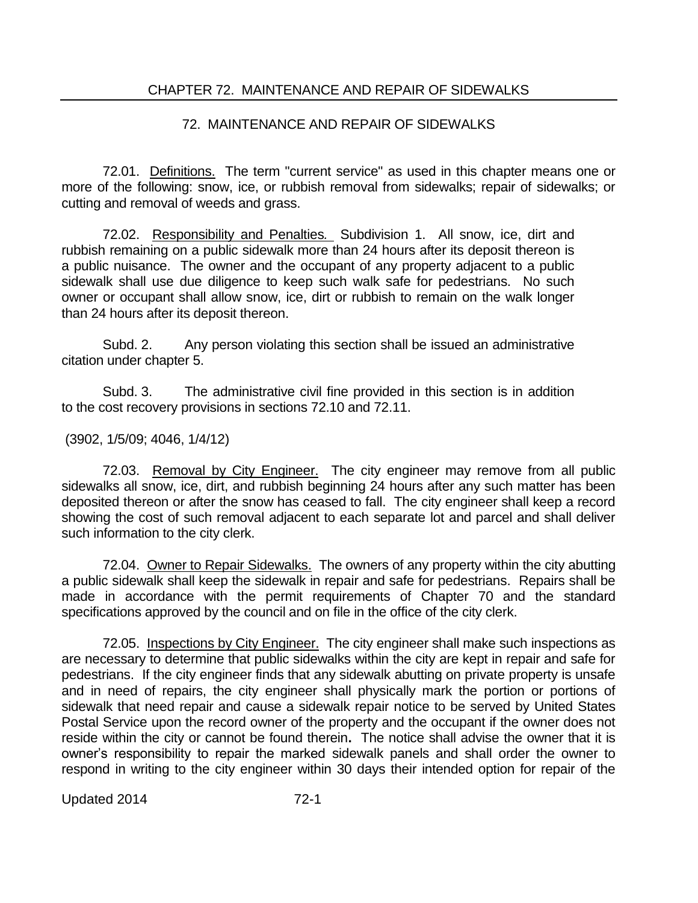# CHAPTER 72. MAINTENANCE AND REPAIR OF SIDEWALKS

## 72. MAINTENANCE AND REPAIR OF SIDEWALKS

72.01. Definitions. The term "current service" as used in this chapter means one or more of the following: snow, ice, or rubbish removal from sidewalks; repair of sidewalks; or cutting and removal of weeds and grass.

72.02. Responsibility and Penalties. Subdivision 1. All snow, ice, dirt and rubbish remaining on a public sidewalk more than 24 hours after its deposit thereon is a public nuisance. The owner and the occupant of any property adjacent to a public sidewalk shall use due diligence to keep such walk safe for pedestrians. No such owner or occupant shall allow snow, ice, dirt or rubbish to remain on the walk longer than 24 hours after its deposit thereon.

Subd. 2. Any person violating this section shall be issued an administrative citation under chapter 5.

Subd. 3. The administrative civil fine provided in this section is in addition to the cost recovery provisions in sections 72.10 and 72.11.

(3902, 1/5/09; 4046, 1/4/12)

72.03. Removal by City Engineer. The city engineer may remove from all public sidewalks all snow, ice, dirt, and rubbish beginning 24 hours after any such matter has been deposited thereon or after the snow has ceased to fall. The city engineer shall keep a record showing the cost of such removal adjacent to each separate lot and parcel and shall deliver such information to the city clerk.

72.04. Owner to Repair Sidewalks. The owners of any property within the city abutting a public sidewalk shall keep the sidewalk in repair and safe for pedestrians. Repairs shall be made in accordance with the permit requirements of Chapter 70 and the standard specifications approved by the council and on file in the office of the city clerk.

72.05. Inspections by City Engineer. The city engineer shall make such inspections as are necessary to determine that public sidewalks within the city are kept in repair and safe for pedestrians. If the city engineer finds that any sidewalk abutting on private property is unsafe and in need of repairs, the city engineer shall physically mark the portion or portions of sidewalk that need repair and cause a sidewalk repair notice to be served by United States Postal Service upon the record owner of the property and the occupant if the owner does not reside within the city or cannot be found therein**.** The notice shall advise the owner that it is owner's responsibility to repair the marked sidewalk panels and shall order the owner to respond in writing to the city engineer within 30 days their intended option for repair of the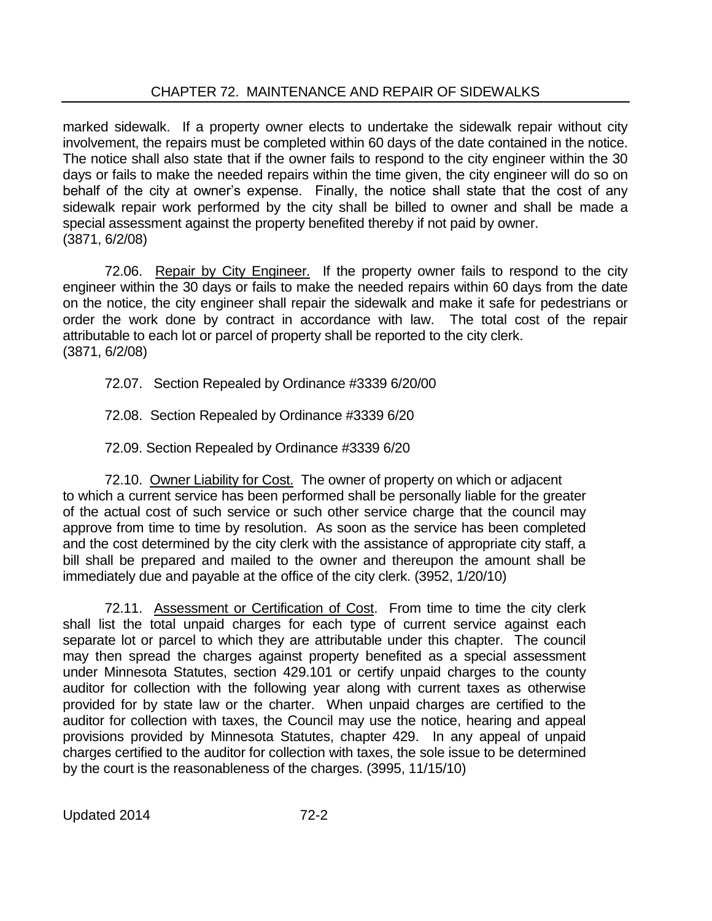marked sidewalk. If a property owner elects to undertake the sidewalk repair without city involvement, the repairs must be completed within 60 days of the date contained in the notice. The notice shall also state that if the owner fails to respond to the city engineer within the 30 days or fails to make the needed repairs within the time given, the city engineer will do so on behalf of the city at owner's expense. Finally, the notice shall state that the cost of any sidewalk repair work performed by the city shall be billed to owner and shall be made a special assessment against the property benefited thereby if not paid by owner.
(3871, 6/2/08)

72.06. Repair by City Engineer. If the property owner fails to respond to the city engineer within the 30 days or fails to make the needed repairs within 60 days from the date on the notice, the city engineer shall repair the sidewalk and make it safe for pedestrians or order the work done by contract in accordance with law. The total cost of the repair attributable to each lot or parcel of property shall be reported to the city clerk.
(3871, 6/2/08)

72.07. Section Repealed by Ordinance #3339 6/20/00

72.08. Section Repealed by Ordinance #3339 6/20

72.09. Section Repealed by Ordinance #3339 6/20

72.10. Owner Liability for Cost. The owner of property on which or adjacent to which a current service has been performed shall be personally liable for the greater of the actual cost of such service or such other service charge that the council may approve from time to time by resolution. As soon as the service has been completed and the cost determined by the city clerk with the assistance of appropriate city staff, a bill shall be prepared and mailed to the owner and thereupon the amount shall be immediately due and payable at the office of the city clerk. (3952, 1/20/10)

72.11. Assessment or Certification of Cost. From time to time the city clerk shall list the total unpaid charges for each type of current service against each separate lot or parcel to which they are attributable under this chapter. The council may then spread the charges against property benefited as a special assessment under Minnesota Statutes, section 429.101 or certify unpaid charges to the county auditor for collection with the following year along with current taxes as otherwise provided for by state law or the charter. When unpaid charges are certified to the auditor for collection with taxes, the Council may use the notice, hearing and appeal provisions provided by Minnesota Statutes, chapter 429. In any appeal of unpaid charges certified to the auditor for collection with taxes, the sole issue to be determined by the court is the reasonableness of the charges. (3995, 11/15/10)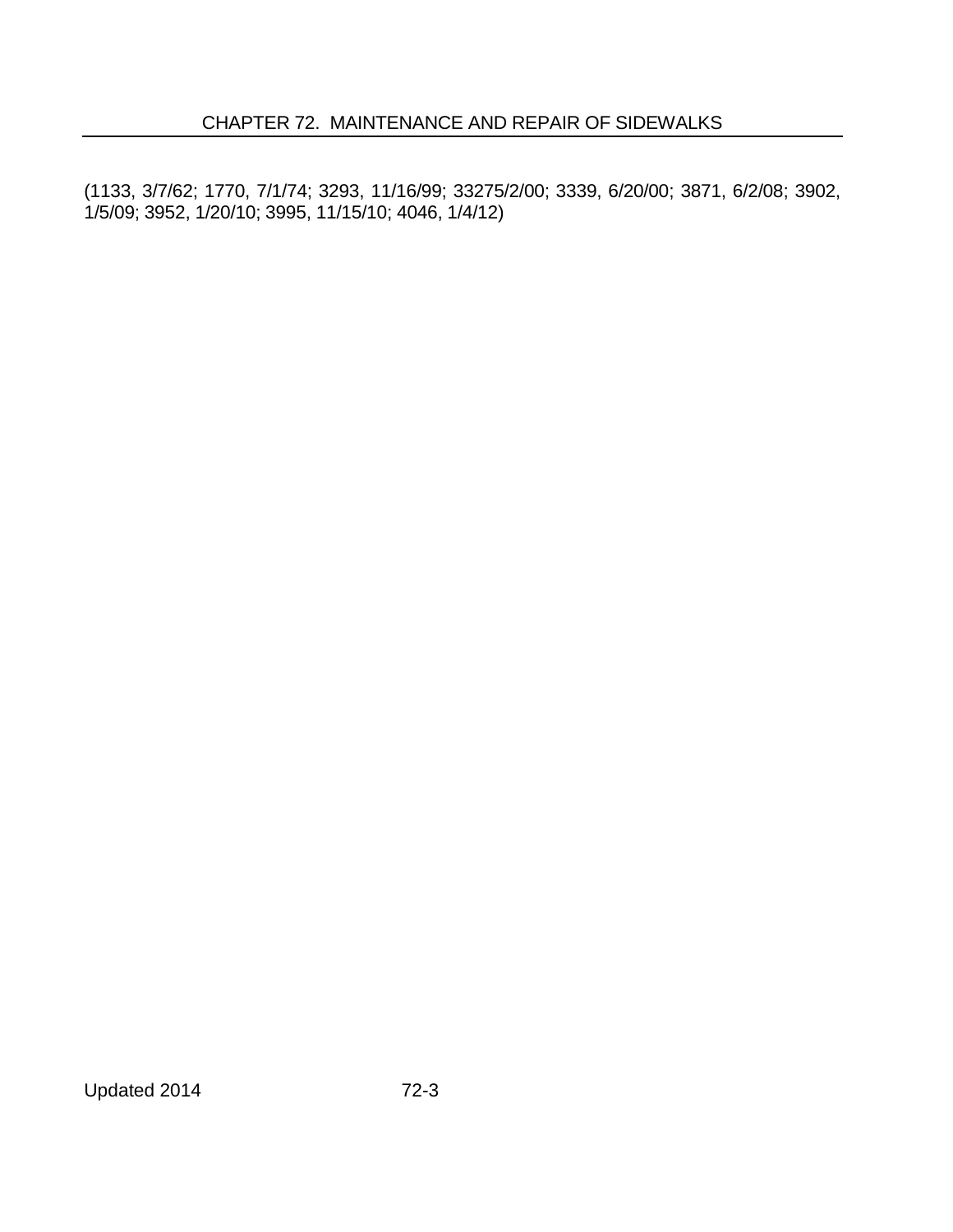(1133, 3/7/62; 1770, 7/1/74; 3293, 11/16/99; 33275/2/00; 3339, 6/20/00; 3871, 6/2/08; 3902, 1/5/09; 3952, 1/20/10; 3995, 11/15/10; 4046, 1/4/12)